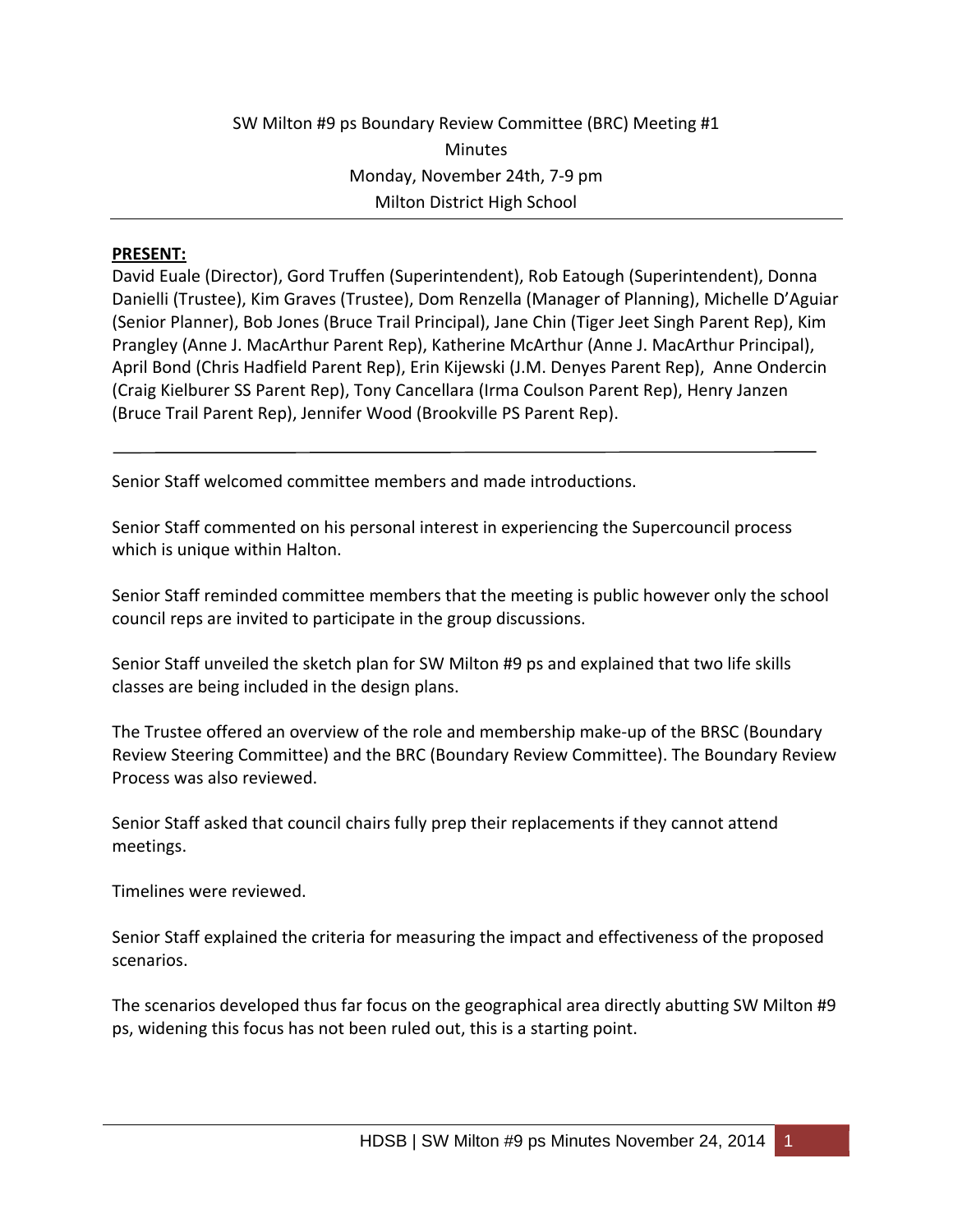SW Milton #9 ps Boundary Review Committee (BRC) Meeting #1
Minutes
Monday, November 24th, 7-9 pm
Milton District High School

**PRESENT:**
David Euale (Director), Gord Truffen (Superintendent), Rob Eatough (Superintendent), Donna Danielli (Trustee), Kim Graves (Trustee), Dom Renzella (Manager of Planning), Michelle D'Aguiar (Senior Planner), Bob Jones (Bruce Trail Principal), Jane Chin (Tiger Jeet Singh Parent Rep), Kim Prangley (Anne J. MacArthur Parent Rep), Katherine McArthur (Anne J. MacArthur Principal), April Bond (Chris Hadfield Parent Rep), Erin Kijewski (J.M. Denyes Parent Rep), Anne Ondercin (Craig Kielburer SS Parent Rep), Tony Cancellara (Irma Coulson Parent Rep), Henry Janzen (Bruce Trail Parent Rep), Jennifer Wood (Brookville PS Parent Rep).

---

Senior Staff welcomed committee members and made introductions.

Senior Staff commented on his personal interest in experiencing the Supercouncil process which is unique within Halton.

Senior Staff reminded committee members that the meeting is public however only the school council reps are invited to participate in the group discussions.

Senior Staff unveiled the sketch plan for SW Milton #9 ps and explained that two life skills classes are being included in the design plans.

The Trustee offered an overview of the role and membership make-up of the BRSC (Boundary Review Steering Committee) and the BRC (Boundary Review Committee). The Boundary Review Process was also reviewed.

Senior Staff asked that council chairs fully prep their replacements if they cannot attend meetings.

Timelines were reviewed.

Senior Staff explained the criteria for measuring the impact and effectiveness of the proposed scenarios.

The scenarios developed thus far focus on the geographical area directly abutting SW Milton #9 ps, widening this focus has not been ruled out, this is a starting point.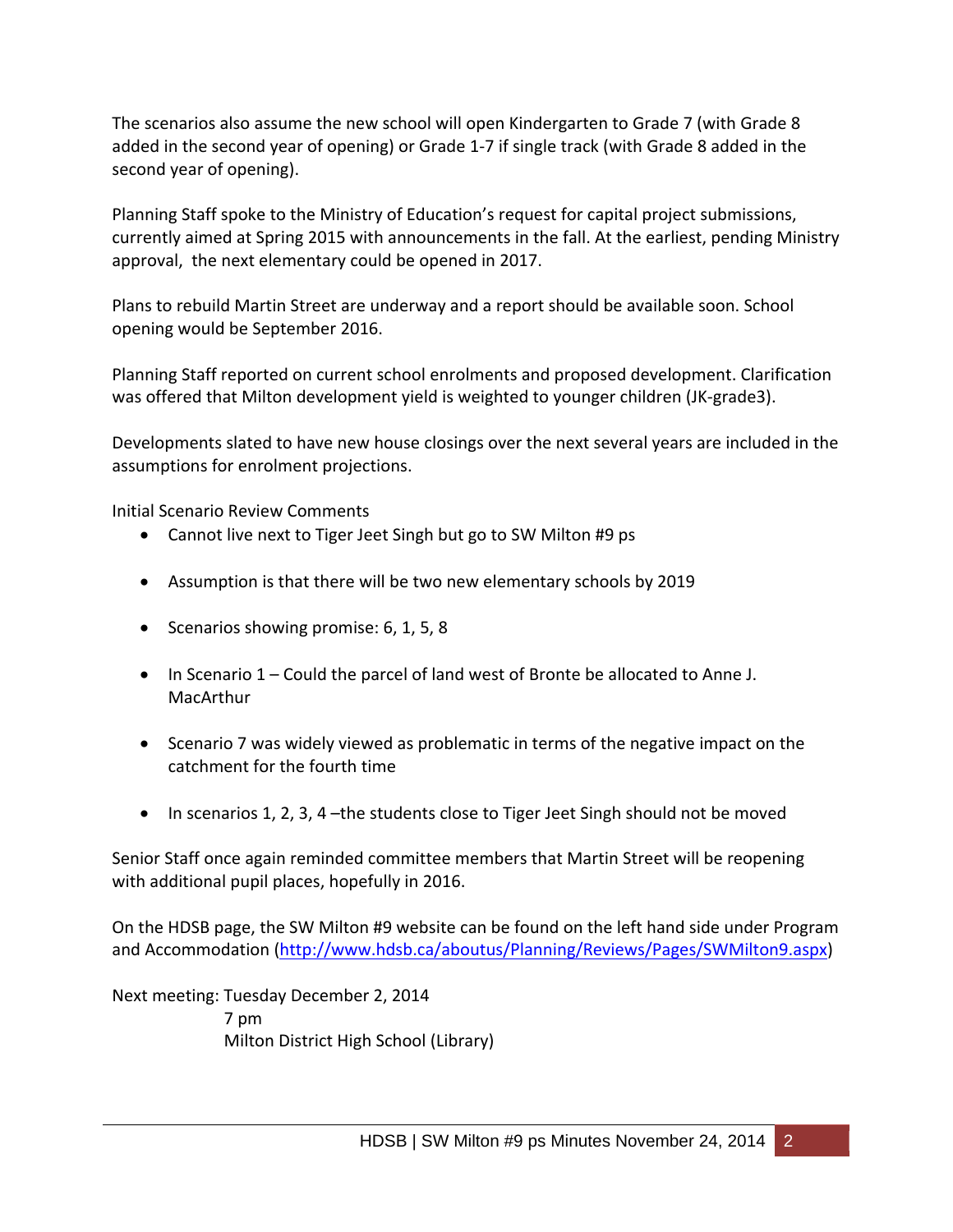The scenarios also assume the new school will open Kindergarten to Grade 7 (with Grade 8 added in the second year of opening) or Grade 1-7 if single track (with Grade 8 added in the second year of opening).

Planning Staff spoke to the Ministry of Education's request for capital project submissions, currently aimed at Spring 2015 with announcements in the fall. At the earliest, pending Ministry approval, the next elementary could be opened in 2017.

Plans to rebuild Martin Street are underway and a report should be available soon. School opening would be September 2016.

Planning Staff reported on current school enrolments and proposed development. Clarification was offered that Milton development yield is weighted to younger children (JK-grade3).

Developments slated to have new house closings over the next several years are included in the assumptions for enrolment projections.

Initial Scenario Review Comments

- Cannot live next to Tiger Jeet Singh but go to SW Milton #9 ps
- Assumption is that there will be two new elementary schools by 2019
- Scenarios showing promise: 6, 1, 5, 8
- In Scenario 1 – Could the parcel of land west of Bronte be allocated to Anne J. MacArthur
- Scenario 7 was widely viewed as problematic in terms of the negative impact on the catchment for the fourth time
- In scenarios 1, 2, 3, 4 –the students close to Tiger Jeet Singh should not be moved

Senior Staff once again reminded committee members that Martin Street will be reopening with additional pupil places, hopefully in 2016.

On the HDSB page, the SW Milton #9 website can be found on the left hand side under Program and Accommodation (http://www.hdsb.ca/aboutus/Planning/Reviews/Pages/SWMilton9.aspx)

Next meeting: Tuesday December 2, 2014
7 pm
Milton District High School (Library)